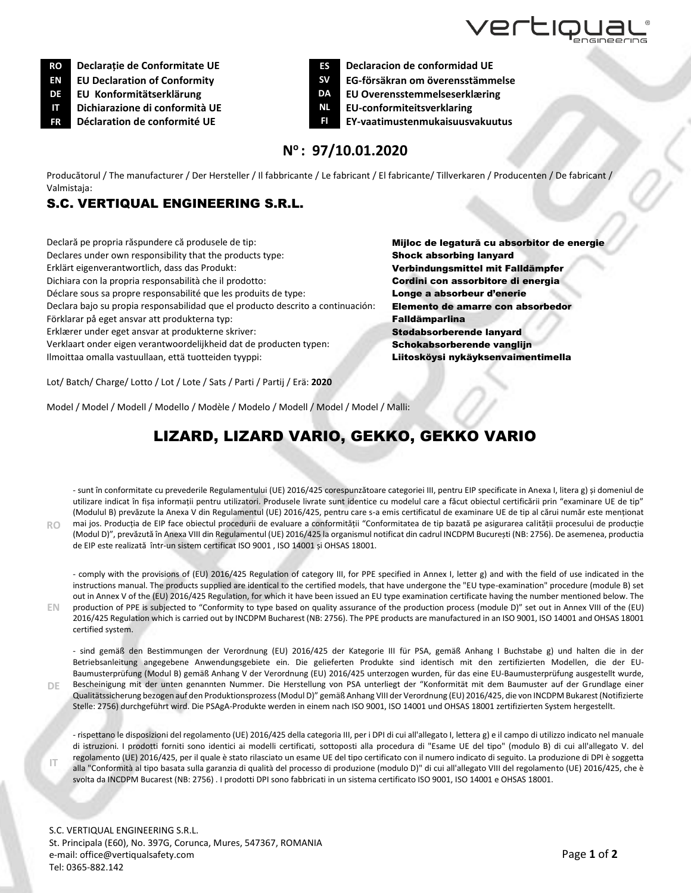| | | | |
|---|---|---|---|
| **RO** | **Declarație de Conformitate UE** | **ES** | **Declaracion de conformidad UE** |
| **EN** | **EU Declaration of Conformity** | **SV** | **EG-försäkran om överensstämmelse** |
| **DE** | **EU Konformitätserklärung** | **DA** | **EU Overensstemmelseserklæring** |
| **IT** | **Dichiarazione di conformità UE** | **NL** | **EU-conformiteitsverklaring** |
| **FR** | **Déclaration de conformité UE** | **FI** | **EY-vaatimustenmukaisuusvakuutus** |

## N°: 97/10.01.2020

Producătorul / The manufacturer / Der Hersteller / Il fabbricante / Le fabricant / El fabricante/ Tillverkaren / Producenten / De fabricant / Valmistaja:

### S.C. VERTIQUAL ENGINEERING S.R.L.

| | |
|---|---|
| Declară pe propria răspundere că produsele de tip: | **Mijloc de legatură cu absorbitor de energie** |
| Declares under own responsibility that the products type: | **Shock absorbing lanyard** |
| Erklärt eigenverantwortlich, dass das Produkt: | **Verbindungsmittel mit Falldämpfer** |
| Dichiara con la propria responsabilità che il prodotto: | **Cordini con assorbitore di energia** |
| Déclare sous sa propre responsabilité que les produits de type: | **Longe a absorbeur d'enerie** |
| Declara bajo su propia responsabilidad que el producto descrito a continuación: | **Elemento de amarre con absorbedor** |
| Förklarar på eget ansvar att produkterna typ: | **Falldämparlina** |
| Erklærer under eget ansvar at produkterne skriver: | **Stødabsorberende lanyard** |
| Verklaart onder eigen verantwoordelijkheid dat de producten typen: | **Schokabsorberende vanglijn** |
| Ilmoittaa omalla vastuullaan, että tuotteiden tyyppi: | **Liitosköysi nykäyksenvaimentimella** |

Lot/ Batch/ Charge/ Lotto / Lot / Lote / Sats / Parti / Partij / Erä: **2020**

Model / Model / Modell / Modello / Modèle / Modelo / Modell / Model / Model / Malli:

## LIZARD, LIZARD VARIO, GEKKO, GEKKO VARIO

**RO** - sunt în conformitate cu prevederile Regulamentului (UE) 2016/425 corespunzătoare categoriei III, pentru EIP specificate in Anexa I, litera g) și domeniul de utilizare indicat în fișa informații pentru utilizatori. Produsele livrate sunt identice cu modelul care a făcut obiectul certificării prin "examinare UE de tip" (Modulul B) prevăzute la Anexa V din Regulamentul (UE) 2016/425, pentru care s-a emis certificatul de examinare UE de tip al cărui număr este menționat mai jos. Producția de EIP face obiectul procedurii de evaluare a conformității "Conformitatea de tip bazată pe asigurarea calității procesului de producție (Modul D)", prevăzută în Anexa VIII din Regulamentul (UE) 2016/425 la organismul notificat din cadrul INCDPM București (NB: 2756). De asemenea, productia de EIP este realizată într-un sistem certificat ISO 9001 , ISO 14001 și OHSAS 18001.

**EN** - comply with the provisions of (EU) 2016/425 Regulation of category III, for PPE specified in Annex I, letter g) and with the field of use indicated in the instructions manual. The products supplied are identical to the certified models, that have undergone the "EU type-examination" procedure (module B) set out in Annex V of the (EU) 2016/425 Regulation, for which it have been issued an EU type examination certificate having the number mentioned below. The production of PPE is subjected to "Conformity to type based on quality assurance of the production process (module D)" set out in Annex VIII of the (EU) 2016/425 Regulation which is carried out by INCDPM Bucharest (NB: 2756). The PPE products are manufactured in an ISO 9001, ISO 14001 and OHSAS 18001 certified system.

**DE** - sind gemäß den Bestimmungen der Verordnung (EU) 2016/425 der Kategorie III für PSA, gemäß Anhang I Buchstabe g) und halten die in der Betriebsanleitung angegebene Anwendungsgebiete ein. Die gelieferten Produkte sind identisch mit den zertifizierten Modellen, die der EU-Baumusterprüfung (Modul B) gemäß Anhang V der Verordnung (EU) 2016/425 unterzogen wurden, für das eine EU-Baumusterprüfung ausgestellt wurde, Bescheinigung mit der unten genannten Nummer. Die Herstellung von PSA unterliegt der "Konformität mit dem Baumuster auf der Grundlage einer Qualitätssicherung bezogen auf den Produktionsprozess (Modul D)" gemäß Anhang VIII der Verordnung (EU) 2016/425, die von INCDPM Bukarest (Notifizierte Stelle: 2756) durchgeführt wird. Die PSAgA-Produkte werden in einem nach ISO 9001, ISO 14001 und OHSAS 18001 zertifizierten System hergestellt.

**IT** - rispettano le disposizioni del regolamento (UE) 2016/425 della categoria III, per i DPI di cui all'allegato I, lettera g) e il campo di utilizzo indicato nel manuale di istruzioni. I prodotti forniti sono identici ai modelli certificati, sottoposti alla procedura di "Esame UE del tipo" (modulo B) di cui all'allegato V. del regolamento (UE) 2016/425, per il quale è stato rilasciato un esame UE del tipo certificato con il numero indicato di seguito. La produzione di DPI è soggetta alla "Conformità al tipo basata sulla garanzia di qualità del processo di produzione (modulo D)" di cui all'allegato VIII del regolamento (UE) 2016/425, che è svolta da INCDPM Bucarest (NB: 2756) . I prodotti DPI sono fabbricati in un sistema certificato ISO 9001, ISO 14001 e OHSAS 18001.

S.C. VERTIQUAL ENGINEERING S.R.L.
St. Principala (E60), No. 397G, Corunca, Mures, 547367, ROMANIA
e-mail: office@vertiqualsafety.com
Tel: 0365-882.142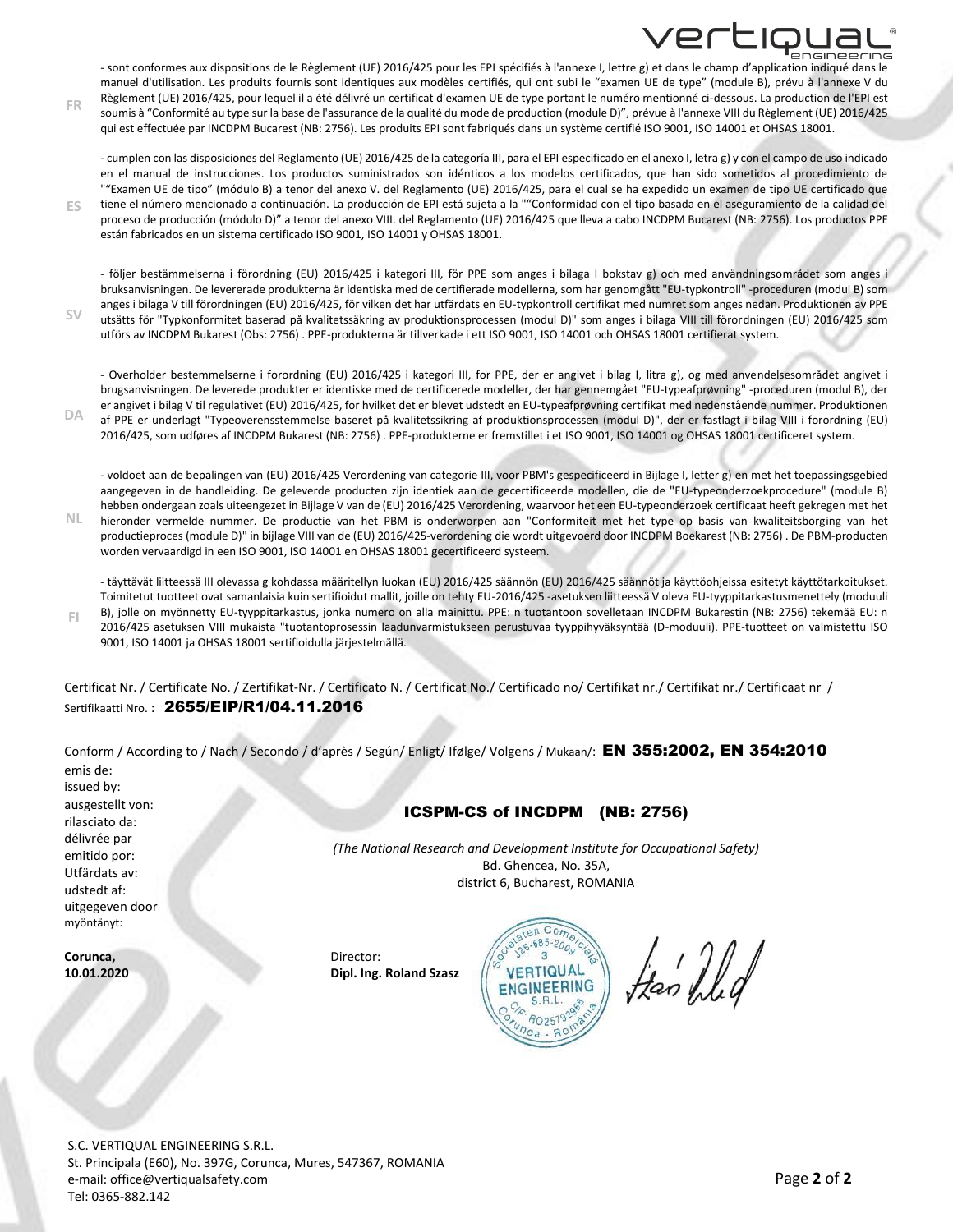FR - sont conformes aux dispositions de le Règlement (UE) 2016/425 pour les EPI spécifiés à l'annexe I, lettre g) et dans le champ d'application indiqué dans le manuel d'utilisation. Les produits fournis sont identiques aux modèles certifiés, qui ont subi le "examen UE de type" (module B), prévu à l'annexe V du Règlement (UE) 2016/425, pour lequel il a été délivré un certificat d'examen UE de type portant le numéro mentionné ci-dessous. La production de l'EPI est soumis à "Conformité au type sur la base de l'assurance de la qualité du mode de production (module D)", prévue à l'annexe VIII du Règlement (UE) 2016/425 qui est effectuée par INCDPM Bucarest (NB: 2756). Les produits EPI sont fabriqués dans un système certifié ISO 9001, ISO 14001 et OHSAS 18001.

ES - cumplen con las disposiciones del Reglamento (UE) 2016/425 de la categoría III, para el EPI especificado en el anexo I, letra g) y con el campo de uso indicado en el manual de instrucciones. Los productos suministrados son idénticos a los modelos certificados, que han sido sometidos al procedimiento de ""Examen UE de tipo" (módulo B) a tenor del anexo V. del Reglamento (UE) 2016/425, para el cual se ha expedido un examen de tipo UE certificado que tiene el número mencionado a continuación. La producción de EPI está sujeta a la ""Conformidad con el tipo basada en el aseguramiento de la calidad del proceso de producción (módulo D)" a tenor del anexo VIII. del Reglamento (UE) 2016/425 que lleva a cabo INCDPM Bucarest (NB: 2756). Los productos PPE están fabricados en un sistema certificado ISO 9001, ISO 14001 y OHSAS 18001.

SV - följer bestämmelserna i förordning (EU) 2016/425 i kategori III, för PPE som anges i bilaga I bokstav g) och med användningsområdet som anges i bruksanvisningen. De levererade produkterna är identiska med de certifierade modellerna, som har genomgått "EU-typkontroll" -proceduren (modul B) som anges i bilaga V till förordningen (EU) 2016/425, för vilken det har utfärdats en EU-typkontroll certifikat med numret som anges nedan. Produktionen av PPE utsätts för "Typkonformitet baserad på kvalitetssäkring av produktionsprocessen (modul D)" som anges i bilaga VIII till förordningen (EU) 2016/425 som utförs av INCDPM Bukarest (Obs: 2756) . PPE-produkterna är tillverkade i ett ISO 9001, ISO 14001 och OHSAS 18001 certifierat system.

DA - Overholder bestemmelserne i forordning (EU) 2016/425 i kategori III, for PPE, der er angivet i bilag I, litra g), og med anvendelsesområdet angivet i brugsanvisningen. De leverede produkter er identiske med de certificerede modeller, der har gennemgået "EU-typeafprøvning" -proceduren (modul B), der er angivet i bilag V til regulativet (EU) 2016/425, for hvilket det er blevet udstedt en EU-typeafprøvning certifikat med nedenstående nummer. Produktionen af PPE er underlagt "Typeoverensstemmelse baseret på kvalitetssikring af produktionsprocessen (modul D)", der er fastlagt i bilag VIII i forordning (EU) 2016/425, som udføres af INCDPM Bukarest (NB: 2756) . PPE-produkterne er fremstillet i et ISO 9001, ISO 14001 og OHSAS 18001 certificeret system.

NL - voldoet aan de bepalingen van (EU) 2016/425 Verordening van categorie III, voor PBM's gespecificeerd in Bijlage I, letter g) en met het toepassingsgebied aangegeven in de handleiding. De geleverde producten zijn identiek aan de gecertificeerde modellen, die de "EU-typeonderzoekprocedure" (module B) hebben ondergaan zoals uiteengezet in Bijlage V van de (EU) 2016/425 Verordening, waarvoor het een EU-typeonderzoek certificaat heeft gekregen met het hieronder vermelde nummer. De productie van het PBM is onderworpen aan "Conformiteit met het type op basis van kwaliteitsborging van het productieproces (module D)" in bijlage VIII van de (EU) 2016/425-verordening die wordt uitgevoerd door INCDPM Boekarest (NB: 2756) . De PBM-producten worden vervaardigd in een ISO 9001, ISO 14001 en OHSAS 18001 gecertificeerd systeem.

FI - täyttävät liitteessä III olevassa g kohdassa määritellyn luokan (EU) 2016/425 säännön (EU) 2016/425 säännöt ja käyttöohjeissa esitetyt käyttötarkoitukset. Toimitetut tuotteet ovat samanlaisia kuin sertifioidut mallit, joille on tehty EU-2016/425 -asetuksen liitteessä V oleva EU-tyyppitarkastusmenettely (moduuli B), jolle on myönnetty EU-tyyppitarkastus, jonka numero on alla mainittu. PPE: n tuotantoon sovelletaan INCDPM Bukarestin (NB: 2756) tekemää EU: n 2016/425 asetuksen VIII mukaista "tuotantoprosessin laadunvarmistukseen perustuvaa tyyppihyväksyntää (D-moduuli). PPE-tuotteet on valmistettu ISO 9001, ISO 14001 ja OHSAS 18001 sertifioidulla järjestelmällä.

Certificat Nr. / Certificate No. / Zertifikat-Nr. / Certificato N. / Certificat No./ Certificado no/ Certifikat nr./ Certifikat nr./ Certificaat nr / Sertifikaatti Nro. : **2655/EIP/R1/04.11.2016**

Conform / According to / Nach / Secondo / d'après / Según/ Enligt/ Ifølge/ Volgens / Mukaan/: **EN 355:2002, EN 354:2010**

emis de:
issued by:
ausgestellt von:
rilasciato da:
délivrée par
emitido por:
Utfärdats av:
udstedt af:
uitgegeven door
myöntänyt:

**ICSPM-CS of INCDPM (NB: 2756)**

*(The National Research and Development Institute for Occupational Safety)*
Bd. Ghencea, No. 35A,
district 6, Bucharest, ROMANIA

**Corunca,**
**10.01.2020**

Director:
**Dipl. Ing. Roland Szasz**

S.C. VERTIQUAL ENGINEERING S.R.L.
St. Principala (E60), No. 397G, Corunca, Mures, 547367, ROMANIA
e-mail: office@vertiqualsafety.com
Tel: 0365-882.142